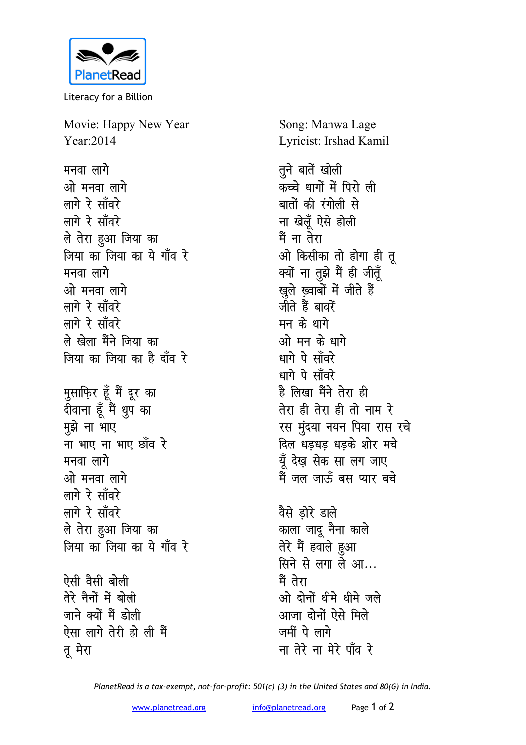PlanetRead

Literacy for a Billion

Movie: Happy New Year
Year:2014

Song: Manwa Lage
Lyricist: Irshad Kamil

मनवा लागे
ओ मनवा लागे
लागे रे साँवरे
लागे रे साँवरे
ले तेरा हुआ जिया का
जिया का जिया का ये गाँव रे
मनवा लागे
ओ मनवा लागे
लागे रे साँवरे
लागे रे साँवरे
ले खेला मैंने जिया का
जिया का जिया का है दाँव रे

मुसाफ़िर हूँ मैं दूर का
दीवाना हूँ मैं धुप का
मुझे ना भाए
ना भाए ना भाए छाँव रे
मनवा लागे
ओ मनवा लागे
लागे रे साँवरे
लागे रे साँवरे
ले तेरा हुआ जिया का
जिया का जिया का ये गाँव रे

ऐसी वैसी बोली
तेरे नैनों में बोली
जाने क्यों मैं डोली
ऐसा लागे तेरी हो ली मैं
तू मेरा

तुने बातें खोली
कच्चे धागों में पिरो ली
बातों की रंगोली से
ना खेलूँ ऐसे होली
मैं ना तेरा
ओ किसीका तो होगा ही तू
क्यों ना तुझे मैं ही जीतूँ
खुले ख़्वाबों में जीते हैं
जीते हैं बावरें
मन के धागे
ओ मन के धागे
धागे पे साँवरे
धागे पे साँवरे
है लिखा मैंने तेरा ही
तेरा ही तेरा ही तो नाम रे
रस मुंदया नयन पिया रास रचे
दिल धड़धड़ धड़के शोर मचे
यूँ देख सेक सा लग जाए
मैं जल जाऊँ बस प्यार बचे

वैसे ड़ोरे डाले
काला जादू नैना काले
तेरे मैं हवाले हुआ
सिने से लगा ले आ...
मैं तेरा
ओ दोनों धीमे धीमे जले
आजा दोनों ऐसे मिले
जमीं पे लागे
ना तेरे ना मेरे पाँव रे

*PlanetRead is a tax-exempt, not-for-profit: 501(c) (3) in the United States and 80(G) in India.*

www.planetread.org info@planetread.org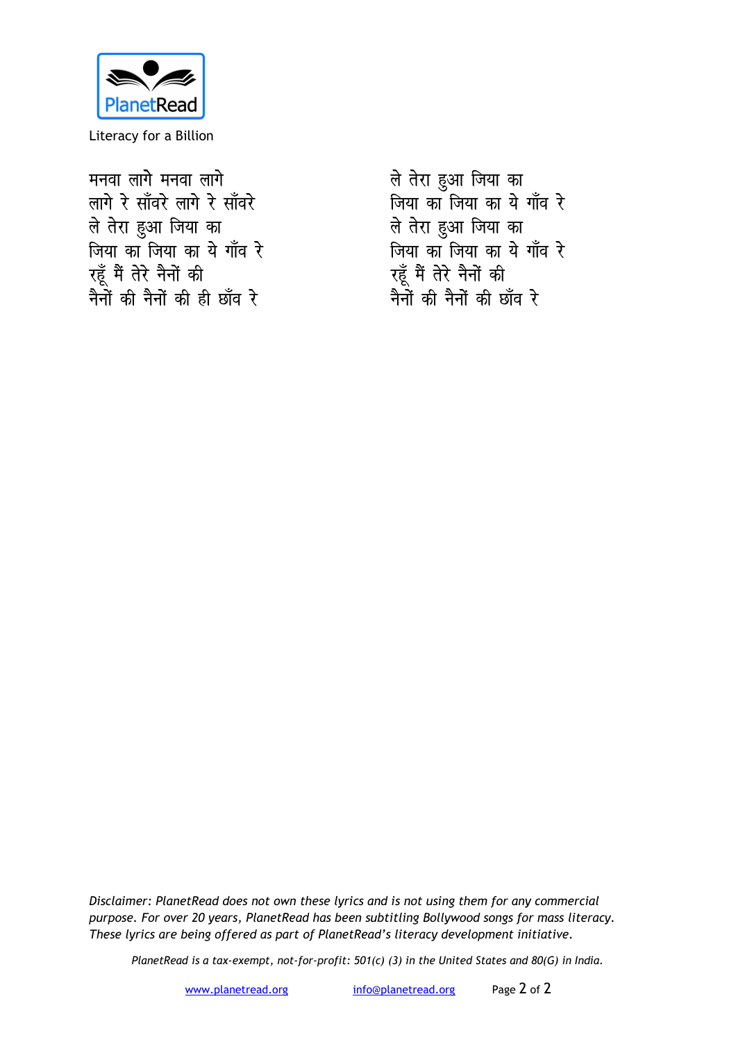Literacy for a Billion

मनवा लागे मनवा लागे
लागे रे साँवरे लागे रे साँवरे
ले तेरा हुआ जिया का
जिया का जिया का ये गाँव रे
रहूँ मैं तेरे नैनों की
नैनों की नैनों की ही छाँव रे

ले तेरा हुआ जिया का
जिया का जिया का ये गाँव रे
ले तेरा हुआ जिया का
जिया का जिया का ये गाँव रे
रहूँ मैं तेरे नैनों की
नैनों की नैनों की छाँव रे

*Disclaimer: PlanetRead does not own these lyrics and is not using them for any commercial purpose. For over 20 years, PlanetRead has been subtitling Bollywood songs for mass literacy. These lyrics are being offered as part of PlanetRead's literacy development initiative.*

*PlanetRead is a tax-exempt, not-for-profit: 501(c) (3) in the United States and 80(G) in India.*

www.planetread.org info@planetread.org